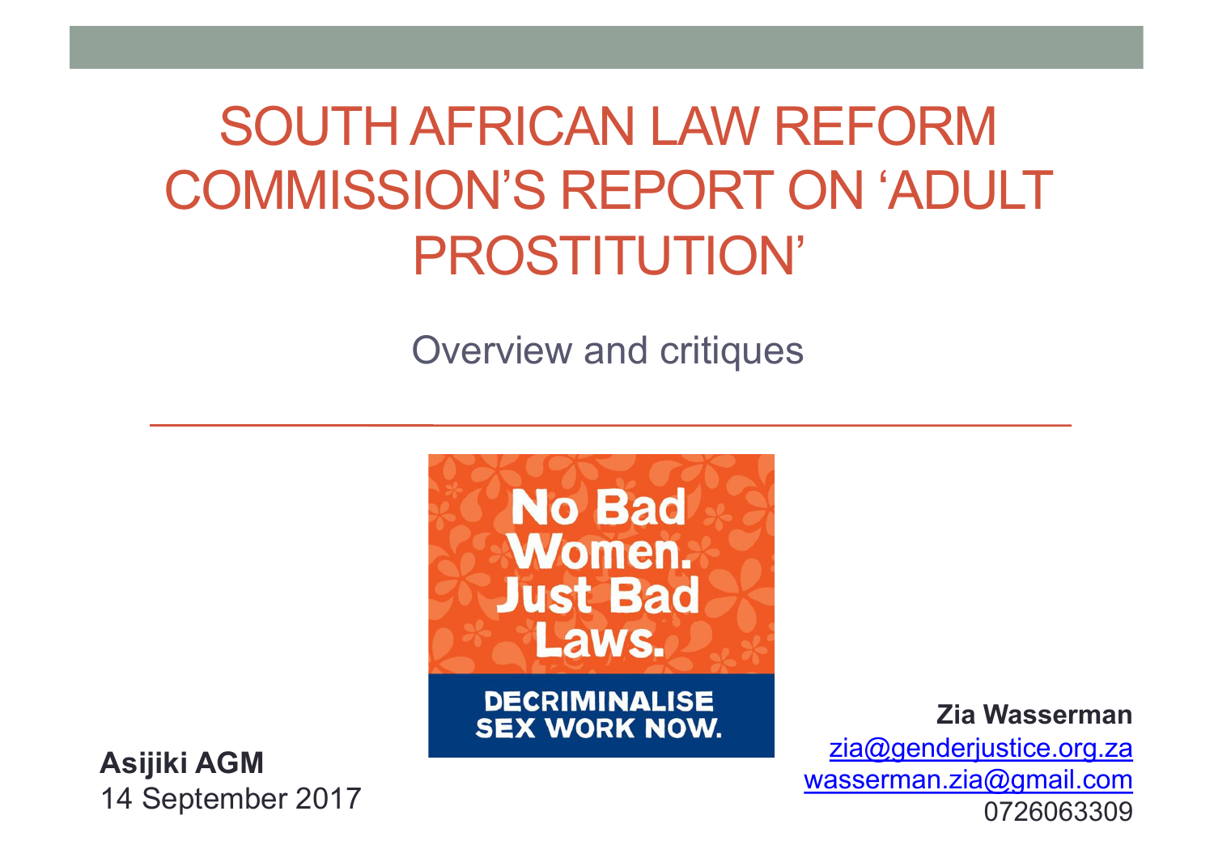# SOUTH AFRICAN LAW REFORM COMMISSION'S REPORT ON 'ADULT PROSTITUTION'

Overview and critiques

No Bad Women. Just Bad Laws.

DECRIMINALISE SEX WORK NOW.

**Asijiki AGM**
14 September 2017

**Zia Wasserman**
zia@genderjustice.org.za
wasserman.zia@gmail.com
0726063309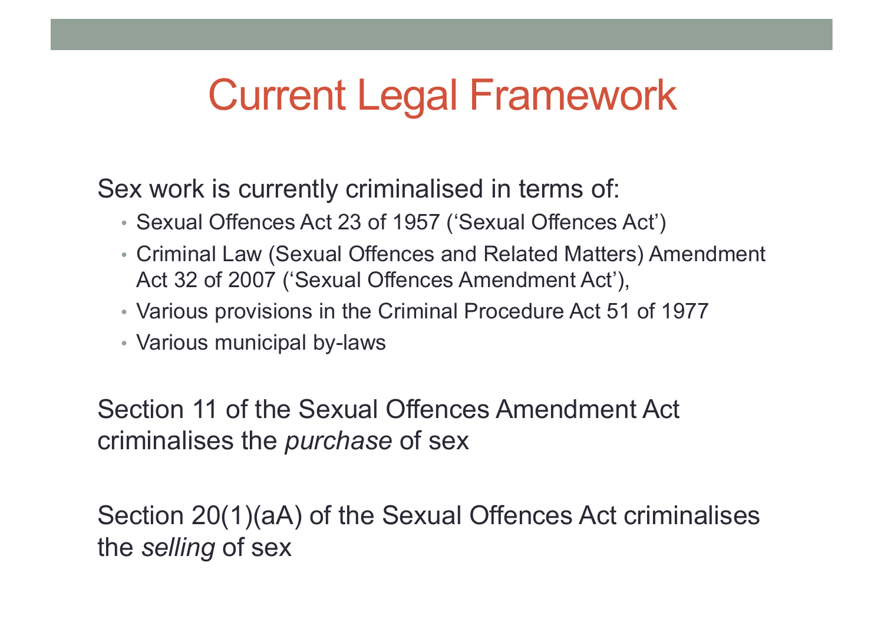# Current Legal Framework

Sex work is currently criminalised in terms of:

- Sexual Offences Act 23 of 1957 ('Sexual Offences Act')
- Criminal Law (Sexual Offences and Related Matters) Amendment Act 32 of 2007 ('Sexual Offences Amendment Act'),
- Various provisions in the Criminal Procedure Act 51 of 1977
- Various municipal by-laws

Section 11 of the Sexual Offences Amendment Act criminalises the *purchase* of sex

Section 20(1)(aA) of the Sexual Offences Act criminalises the *selling* of sex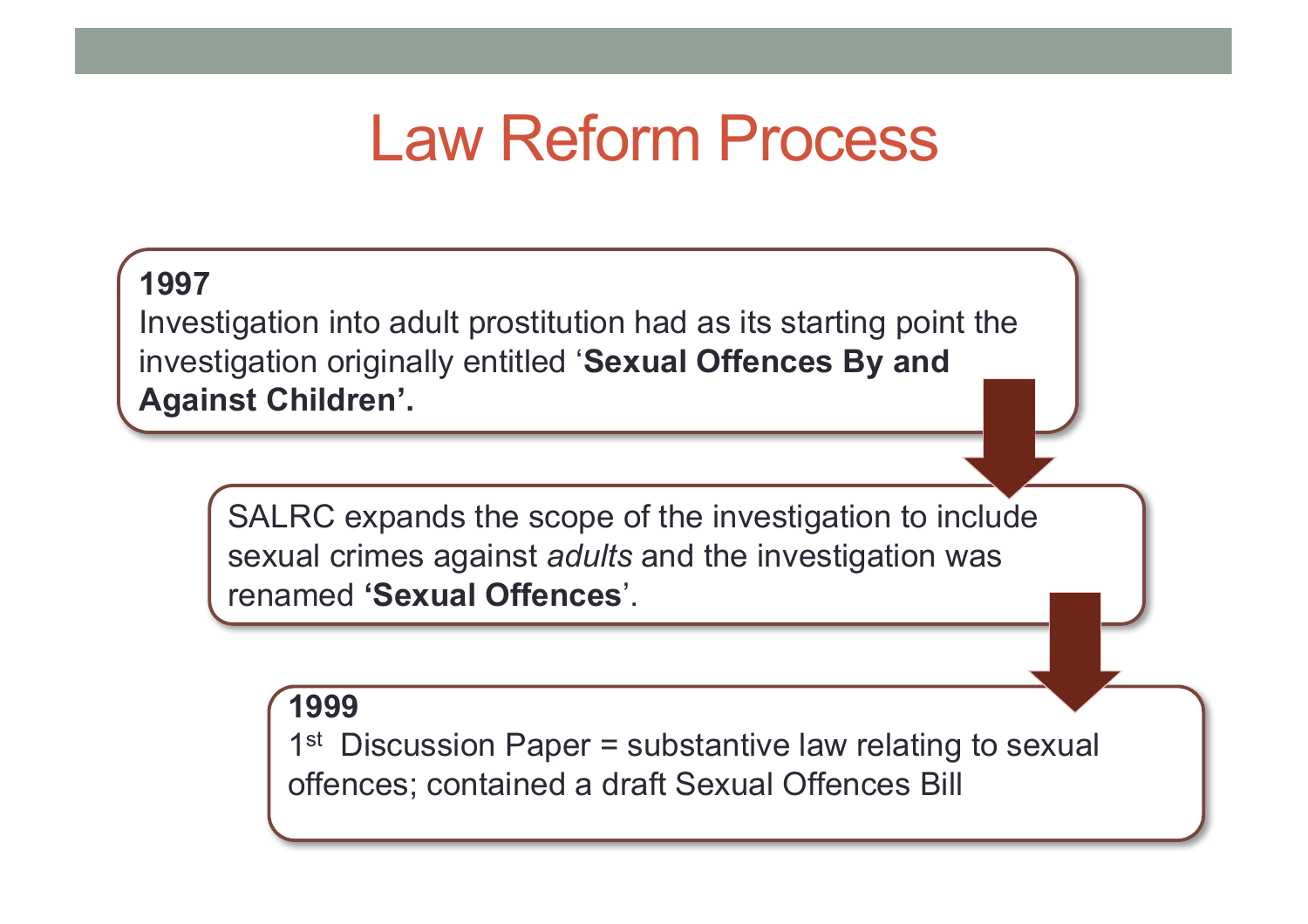# Law Reform Process

**1997**
Investigation into adult prostitution had as its starting point the investigation originally entitled '**Sexual Offences By and Against Children'.**

SALRC expands the scope of the investigation to include sexual crimes against *adults* and the investigation was renamed **'Sexual Offences**'.

**1999**
1st Discussion Paper = substantive law relating to sexual offences; contained a draft Sexual Offences Bill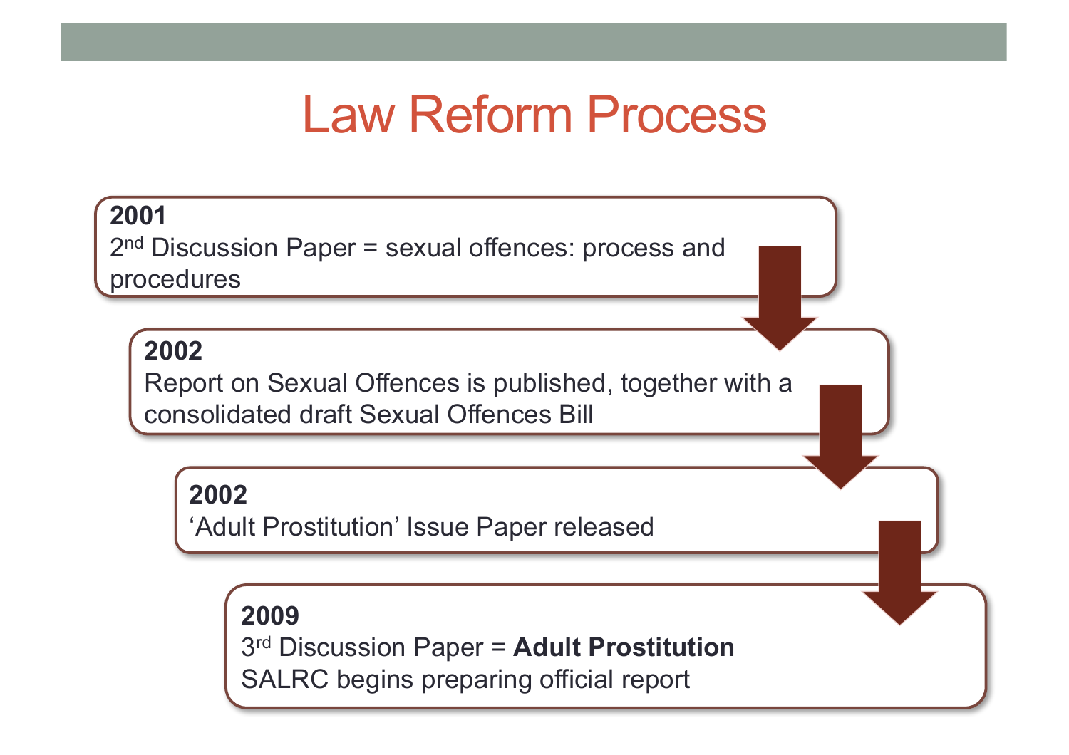# Law Reform Process

**2001**
2nd Discussion Paper = sexual offences: process and procedures

**2002**
Report on Sexual Offences is published, together with a consolidated draft Sexual Offences Bill

**2002**
'Adult Prostitution' Issue Paper released

**2009**
3rd Discussion Paper = **Adult Prostitution**
SALRC begins preparing official report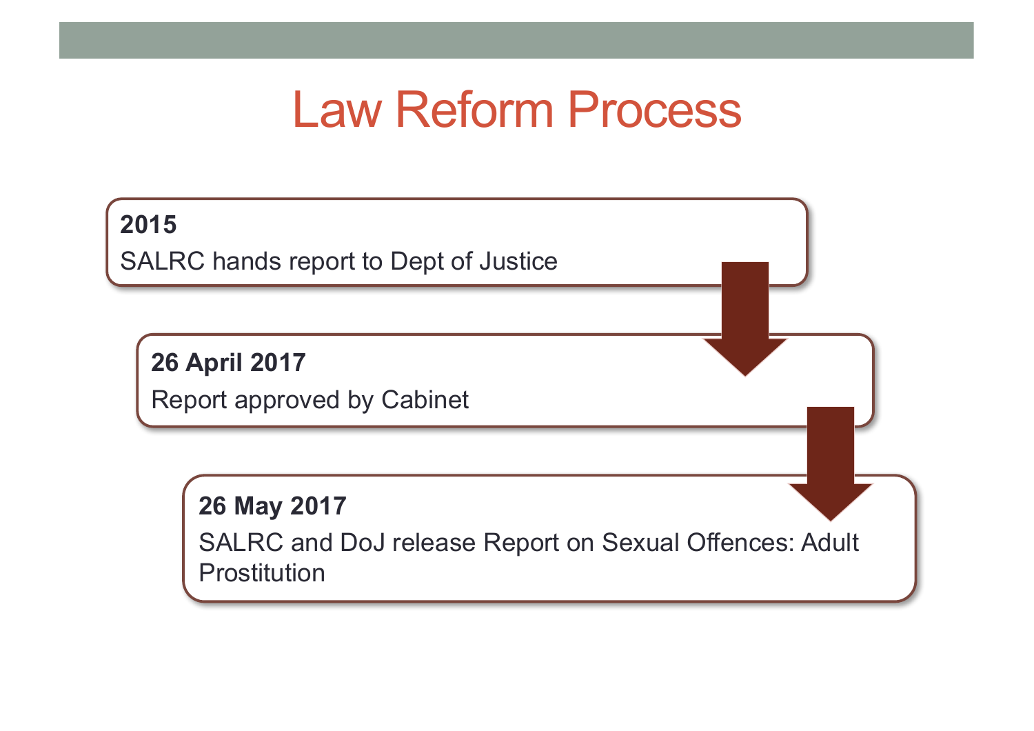# Law Reform Process

**2015**
SALRC hands report to Dept of Justice

**26 April 2017**
Report approved by Cabinet

**26 May 2017**
SALRC and DoJ release Report on Sexual Offences: Adult Prostitution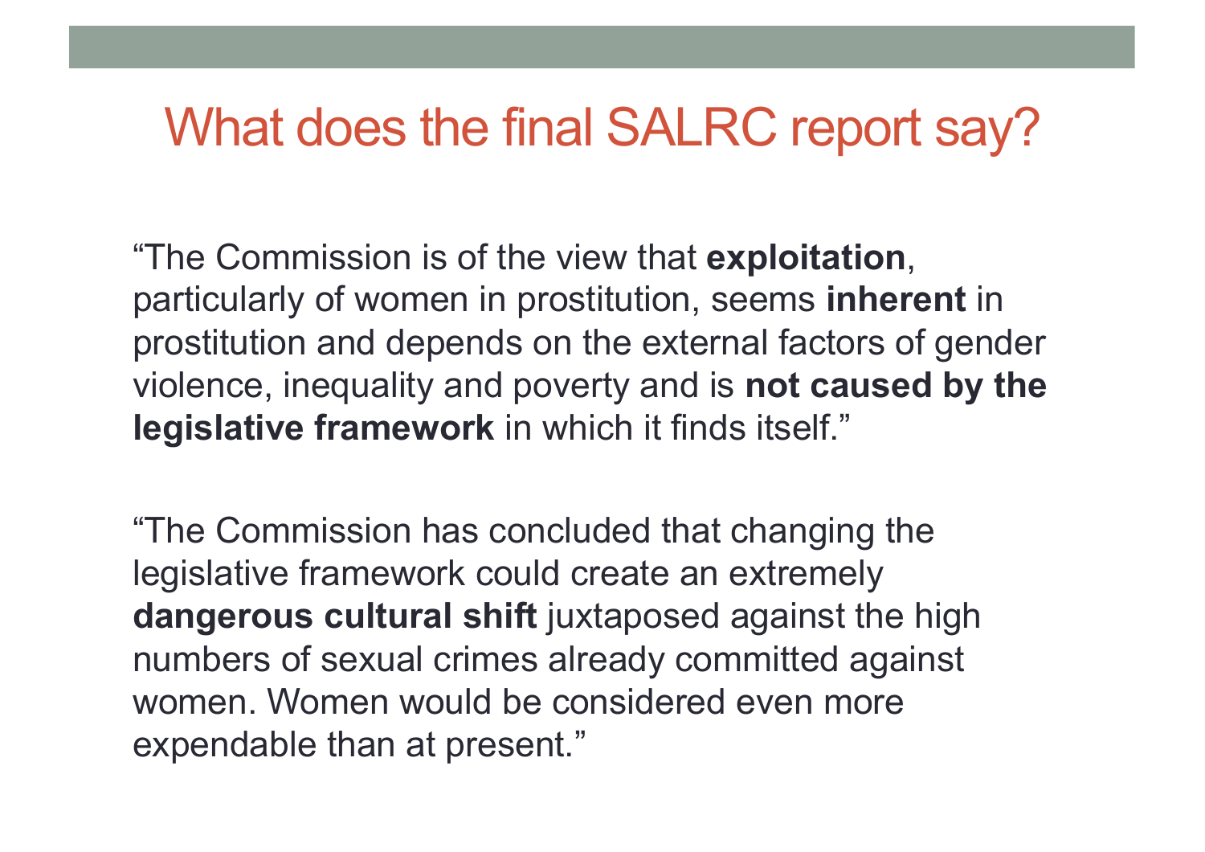# What does the final SALRC report say?

"The Commission is of the view that **exploitation**, particularly of women in prostitution, seems **inherent** in prostitution and depends on the external factors of gender violence, inequality and poverty and is **not caused by the legislative framework** in which it finds itself."

"The Commission has concluded that changing the legislative framework could create an extremely **dangerous cultural shift** juxtaposed against the high numbers of sexual crimes already committed against women. Women would be considered even more expendable than at present."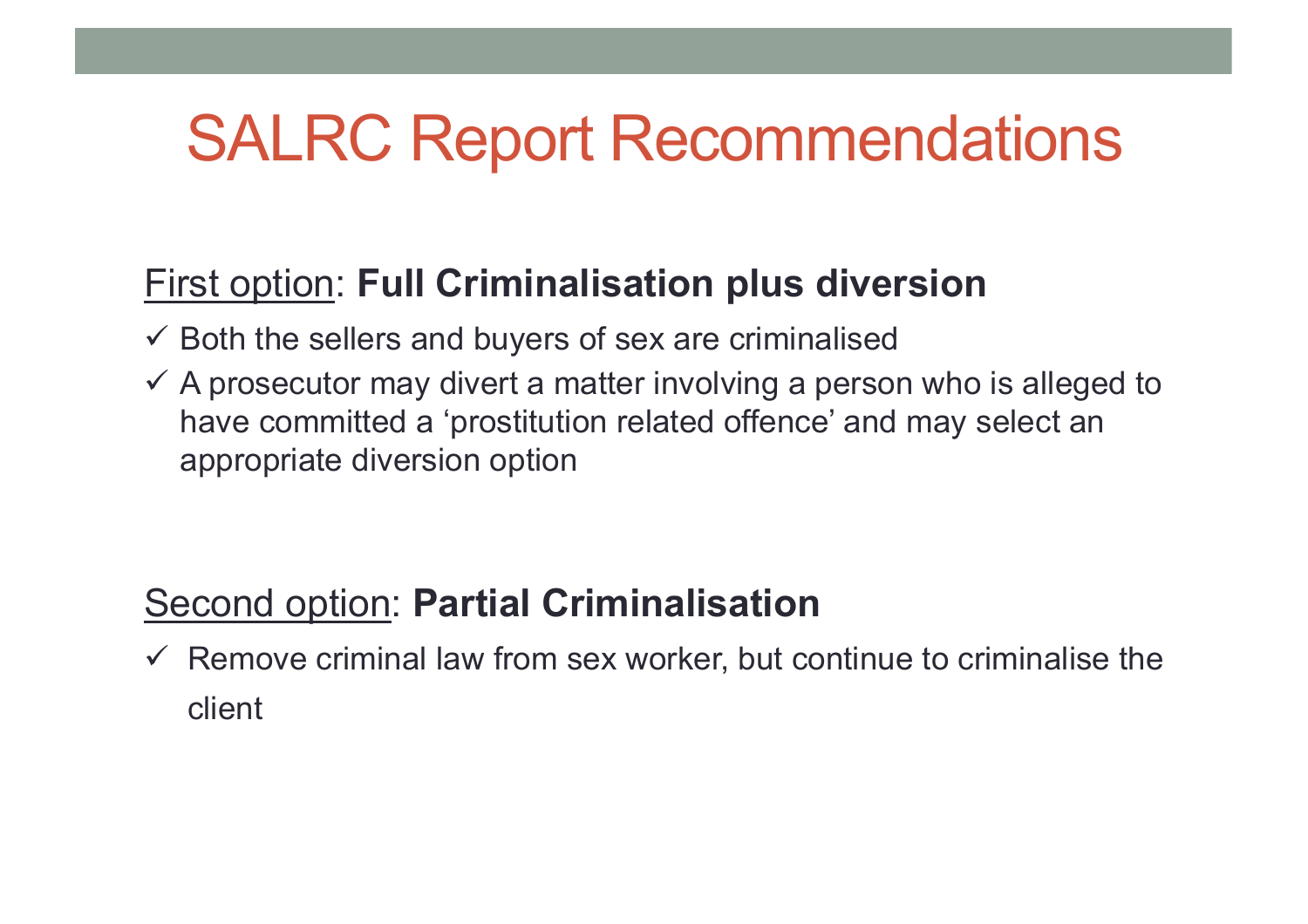# SALRC Report Recommendations

First option: **Full Criminalisation plus diversion**

- ✓ Both the sellers and buyers of sex are criminalised
- ✓ A prosecutor may divert a matter involving a person who is alleged to have committed a 'prostitution related offence' and may select an appropriate diversion option

Second option: **Partial Criminalisation**

- ✓ Remove criminal law from sex worker, but continue to criminalise the client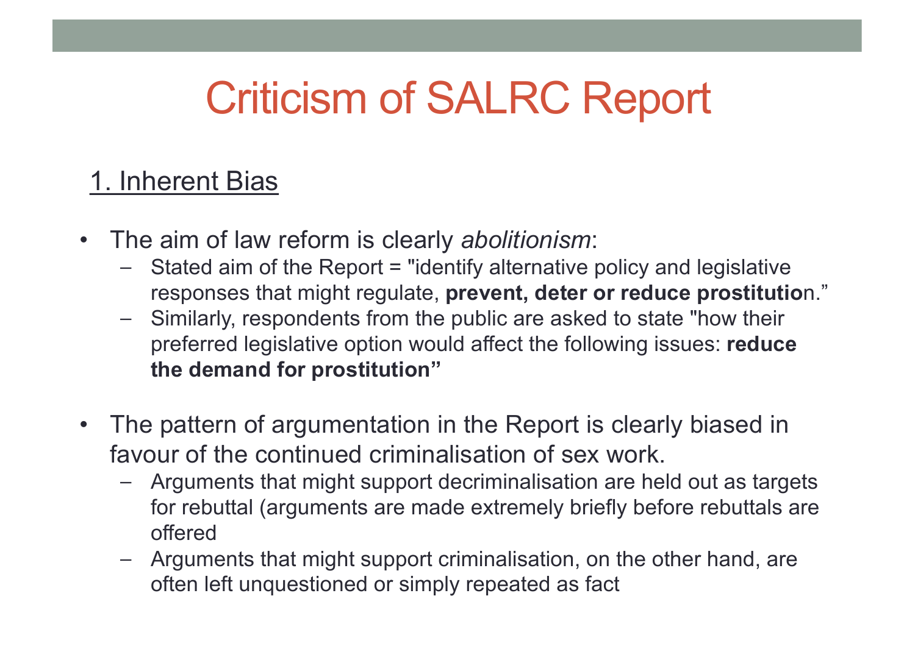# Criticism of SALRC Report

## 1. Inherent Bias

- The aim of law reform is clearly *abolitionism*:
  - Stated aim of the Report = "identify alternative policy and legislative responses that might regulate, **prevent, deter or reduce prostitutio**n."
  - Similarly, respondents from the public are asked to state "how their preferred legislative option would affect the following issues: **reduce the demand for prostitution"**
- The pattern of argumentation in the Report is clearly biased in favour of the continued criminalisation of sex work.
  - Arguments that might support decriminalisation are held out as targets for rebuttal (arguments are made extremely briefly before rebuttals are offered
  - Arguments that might support criminalisation, on the other hand, are often left unquestioned or simply repeated as fact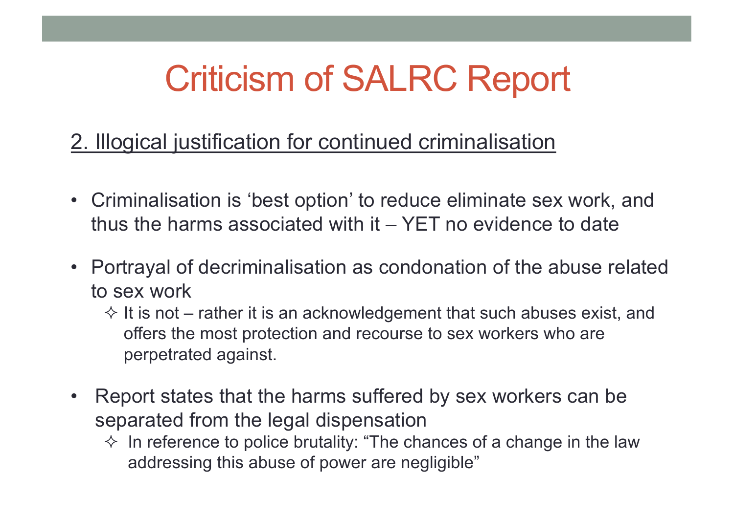# Criticism of SALRC Report

## 2. Illogical justification for continued criminalisation

- Criminalisation is 'best option' to reduce eliminate sex work, and thus the harms associated with it – YET no evidence to date
- Portrayal of decriminalisation as condonation of the abuse related to sex work
  - ✧ It is not – rather it is an acknowledgement that such abuses exist, and offers the most protection and recourse to sex workers who are perpetrated against.
- Report states that the harms suffered by sex workers can be separated from the legal dispensation
  - ✧ In reference to police brutality: "The chances of a change in the law addressing this abuse of power are negligible"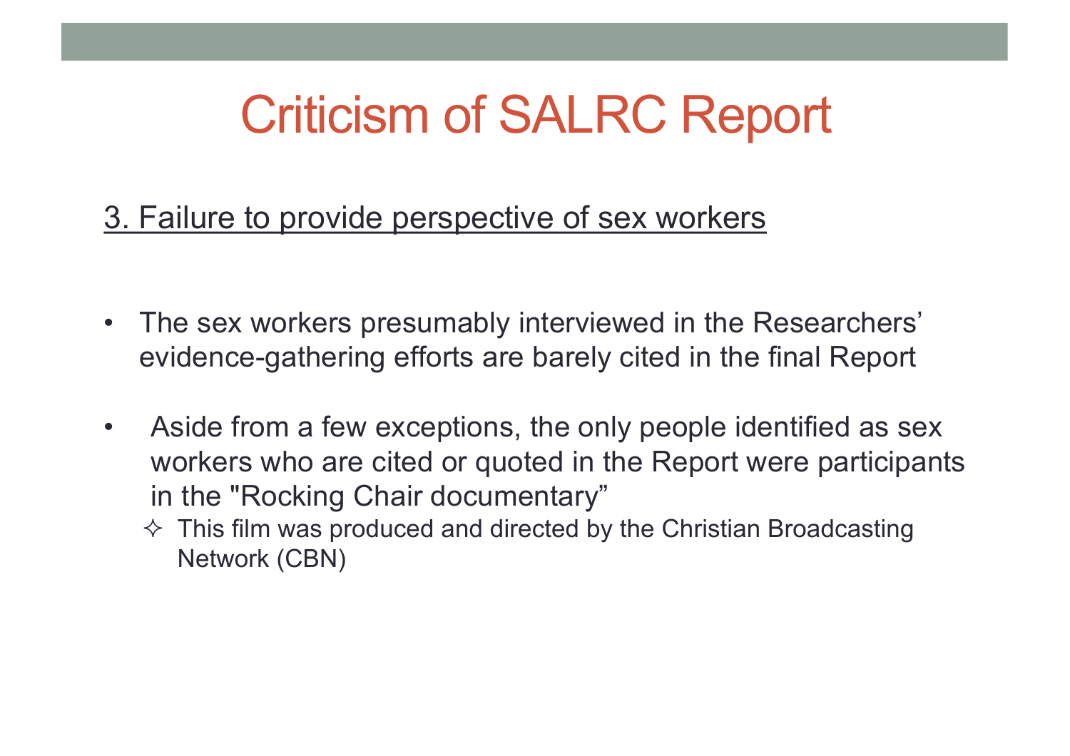# Criticism of SALRC Report

3. Failure to provide perspective of sex workers

- The sex workers presumably interviewed in the Researchers' evidence-gathering efforts are barely cited in the final Report
- Aside from a few exceptions, the only people identified as sex workers who are cited or quoted in the Report were participants in the "Rocking Chair documentary"
  - This film was produced and directed by the Christian Broadcasting Network (CBN)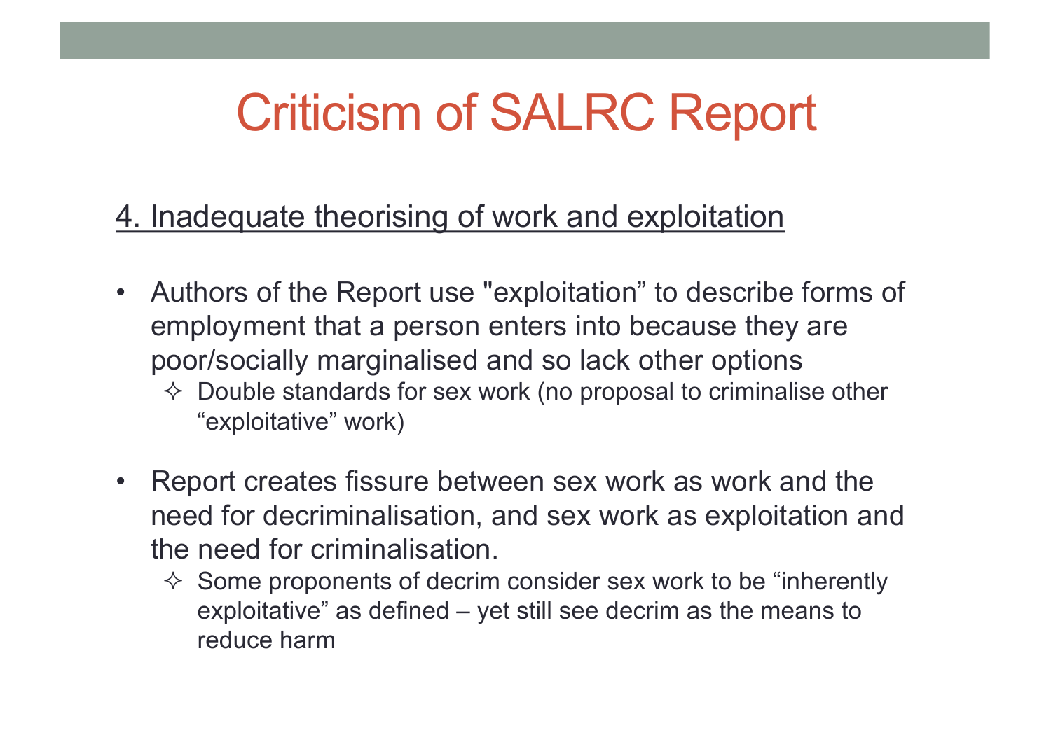# Criticism of SALRC Report

## 4. Inadequate theorising of work and exploitation

- Authors of the Report use "exploitation" to describe forms of employment that a person enters into because they are poor/socially marginalised and so lack other options
  - Double standards for sex work (no proposal to criminalise other "exploitative" work)
- Report creates fissure between sex work as work and the need for decriminalisation, and sex work as exploitation and the need for criminalisation.
  - Some proponents of decrim consider sex work to be "inherently exploitative" as defined – yet still see decrim as the means to reduce harm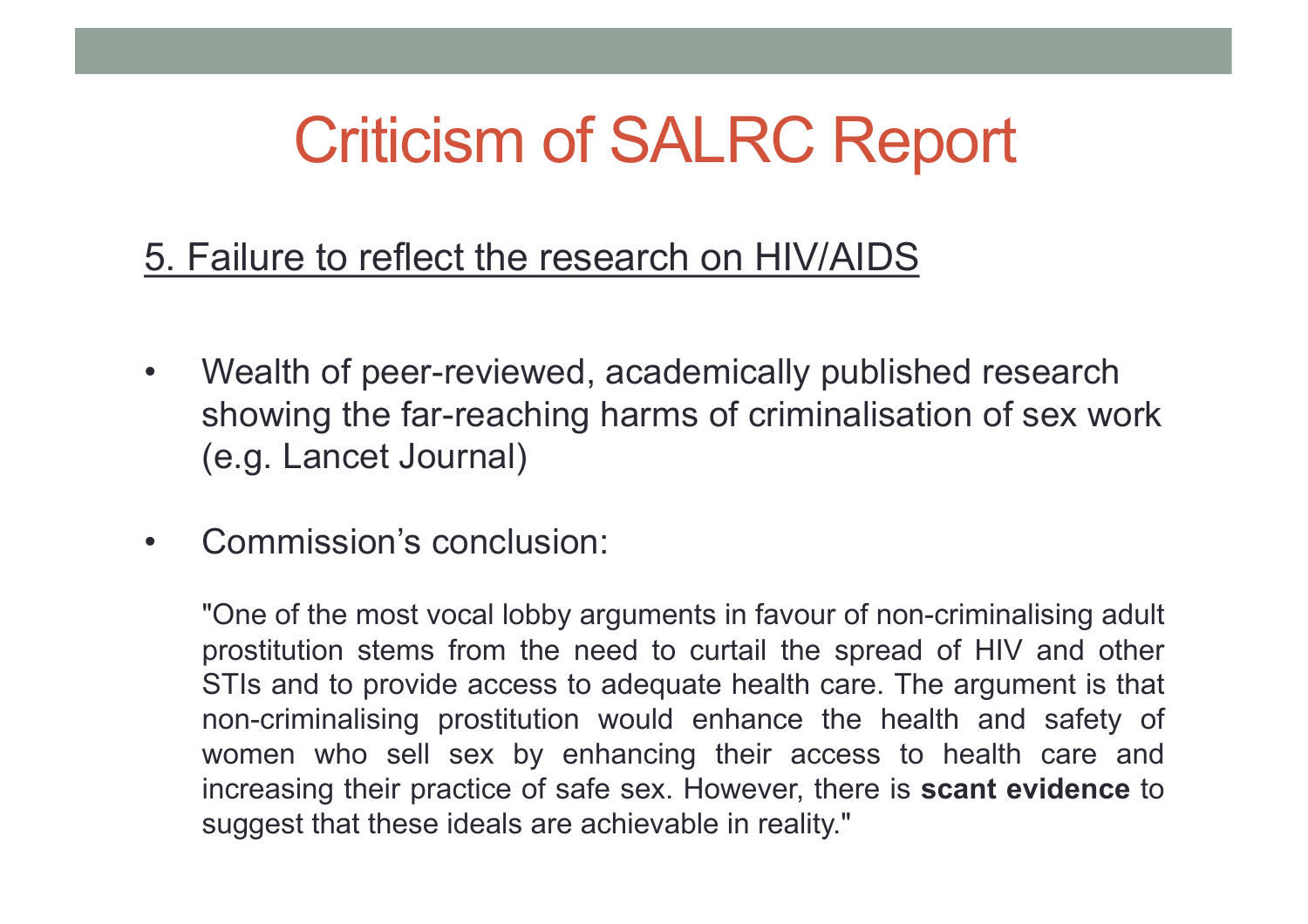# Criticism of SALRC Report

## 5. Failure to reflect the research on HIV/AIDS

- Wealth of peer-reviewed, academically published research showing the far-reaching harms of criminalisation of sex work (e.g. Lancet Journal)

- Commission's conclusion:

  "One of the most vocal lobby arguments in favour of non-criminalising adult prostitution stems from the need to curtail the spread of HIV and other STIs and to provide access to adequate health care. The argument is that non-criminalising prostitution would enhance the health and safety of women who sell sex by enhancing their access to health care and increasing their practice of safe sex. However, there is **scant evidence** to suggest that these ideals are achievable in reality."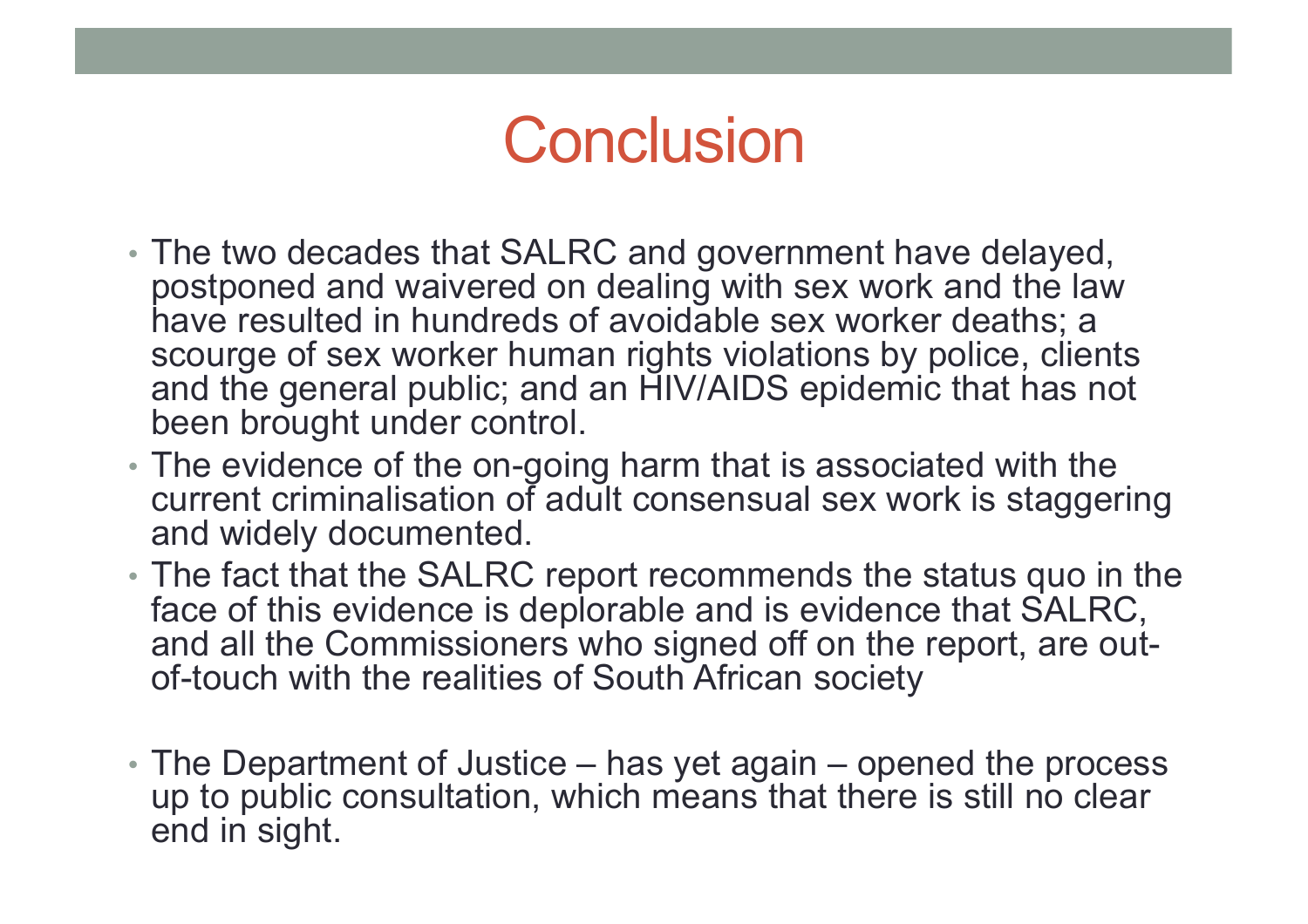# Conclusion

- The two decades that SALRC and government have delayed, postponed and waivered on dealing with sex work and the law have resulted in hundreds of avoidable sex worker deaths; a scourge of sex worker human rights violations by police, clients and the general public; and an HIV/AIDS epidemic that has not been brought under control.
- The evidence of the on-going harm that is associated with the current criminalisation of adult consensual sex work is staggering and widely documented.
- The fact that the SALRC report recommends the status quo in the face of this evidence is deplorable and is evidence that SALRC, and all the Commissioners who signed off on the report, are out-of-touch with the realities of South African society

- The Department of Justice – has yet again – opened the process up to public consultation, which means that there is still no clear end in sight.